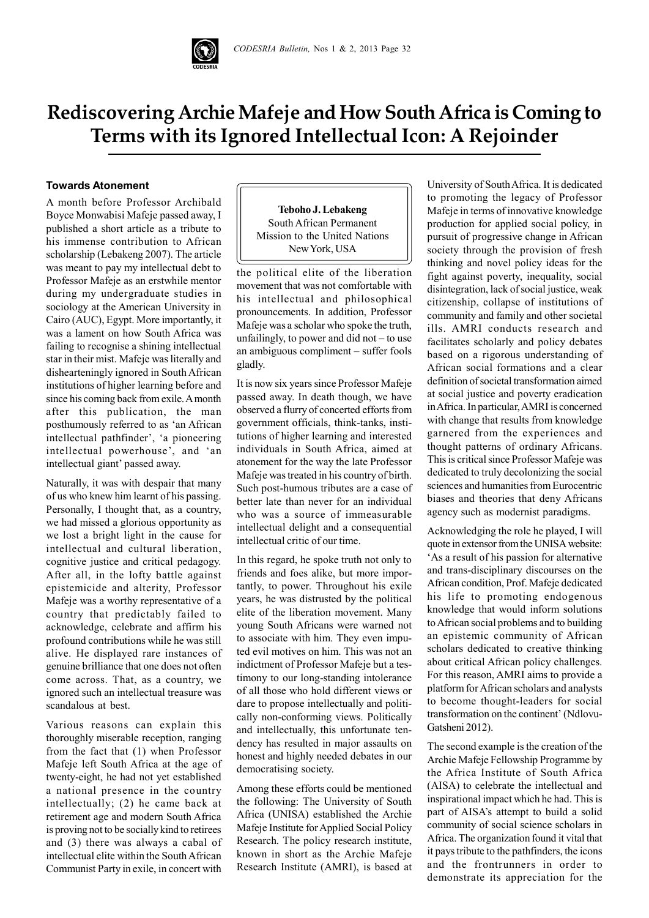# Rediscovering Archie Mafeje and How South Africa is Coming to Terms with its Ignored Intellectual Icon: A Rejoinder

**Teboho J. Lebakeng**
South African Permanent Mission to the United Nations
New York, USA

### Towards Atonement

A month before Professor Archibald Boyce Monwabisi Mafeje passed away, I published a short article as a tribute to his immense contribution to African scholarship (Lebakeng 2007). The article was meant to pay my intellectual debt to Professor Mafeje as an erstwhile mentor during my undergraduate studies in sociology at the American University in Cairo (AUC), Egypt. More importantly, it was a lament on how South Africa was failing to recognise a shining intellectual star in their mist. Mafeje was literally and dishearteningly ignored in South African institutions of higher learning before and since his coming back from exile. A month after this publication, the man posthumously referred to as 'an African intellectual pathfinder', 'a pioneering intellectual powerhouse', and 'an intellectual giant' passed away.

Naturally, it was with despair that many of us who knew him learnt of his passing. Personally, I thought that, as a country, we had missed a glorious opportunity as we lost a bright light in the cause for intellectual and cultural liberation, cognitive justice and critical pedagogy. After all, in the lofty battle against epistemicide and alterity, Professor Mafeje was a worthy representative of a country that predictably failed to acknowledge, celebrate and affirm his profound contributions while he was still alive. He displayed rare instances of genuine brilliance that one does not often come across. That, as a country, we ignored such an intellectual treasure was scandalous at best.

Various reasons can explain this thoroughly miserable reception, ranging from the fact that (1) when Professor Mafeje left South Africa at the age of twenty-eight, he had not yet established a national presence in the country intellectually; (2) he came back at retirement age and modern South Africa is proving not to be socially kind to retirees and (3) there was always a cabal of intellectual elite within the South African Communist Party in exile, in concert with the political elite of the liberation movement that was not comfortable with his intellectual and philosophical pronouncements. In addition, Professor Mafeje was a scholar who spoke the truth, unfailingly, to power and did not – to use an ambiguous compliment – suffer fools gladly.

It is now six years since Professor Mafeje passed away. In death though, we have observed a flurry of concerted efforts from government officials, think-tanks, institutions of higher learning and interested individuals in South Africa, aimed at atonement for the way the late Professor Mafeje was treated in his country of birth. Such post-humous tributes are a case of better late than never for an individual who was a source of immeasurable intellectual delight and a consequential intellectual critic of our time.

In this regard, he spoke truth not only to friends and foes alike, but more importantly, to power. Throughout his exile years, he was distrusted by the political elite of the liberation movement. Many young South Africans were warned not to associate with him. They even imputed evil motives on him. This was not an indictment of Professor Mafeje but a testimony to our long-standing intolerance of all those who hold different views or dare to propose intellectually and politically non-conforming views. Politically and intellectually, this unfortunate tendency has resulted in major assaults on honest and highly needed debates in our democratising society.

Among these efforts could be mentioned the following: The University of South Africa (UNISA) established the Archie Mafeje Institute for Applied Social Policy Research. The policy research institute, known in short as the Archie Mafeje Research Institute (AMRI), is based at University of South Africa. It is dedicated to promoting the legacy of Professor Mafeje in terms of innovative knowledge production for applied social policy, in pursuit of progressive change in African society through the provision of fresh thinking and novel policy ideas for the fight against poverty, inequality, social disintegration, lack of social justice, weak citizenship, collapse of institutions of community and family and other societal ills. AMRI conducts research and facilitates scholarly and policy debates based on a rigorous understanding of African social formations and a clear definition of societal transformation aimed at social justice and poverty eradication in Africa. In particular, AMRI is concerned with change that results from knowledge garnered from the experiences and thought patterns of ordinary Africans. This is critical since Professor Mafeje was dedicated to truly decolonizing the social sciences and humanities from Eurocentric biases and theories that deny Africans agency such as modernist paradigms.

Acknowledging the role he played, I will quote in extensor from the UNISA website: 'As a result of his passion for alternative and trans-disciplinary discourses on the African condition, Prof. Mafeje dedicated his life to promoting endogenous knowledge that would inform solutions to African social problems and to building an epistemic community of African scholars dedicated to creative thinking about critical African policy challenges. For this reason, AMRI aims to provide a platform for African scholars and analysts to become thought-leaders for social transformation on the continent' (Ndlovu-Gatsheni 2012).

The second example is the creation of the Archie Mafeje Fellowship Programme by the Africa Institute of South Africa (AISA) to celebrate the intellectual and inspirational impact which he had. This is part of AISA's attempt to build a solid community of social science scholars in Africa. The organization found it vital that it pays tribute to the pathfinders, the icons and the frontrunners in order to demonstrate its appreciation for the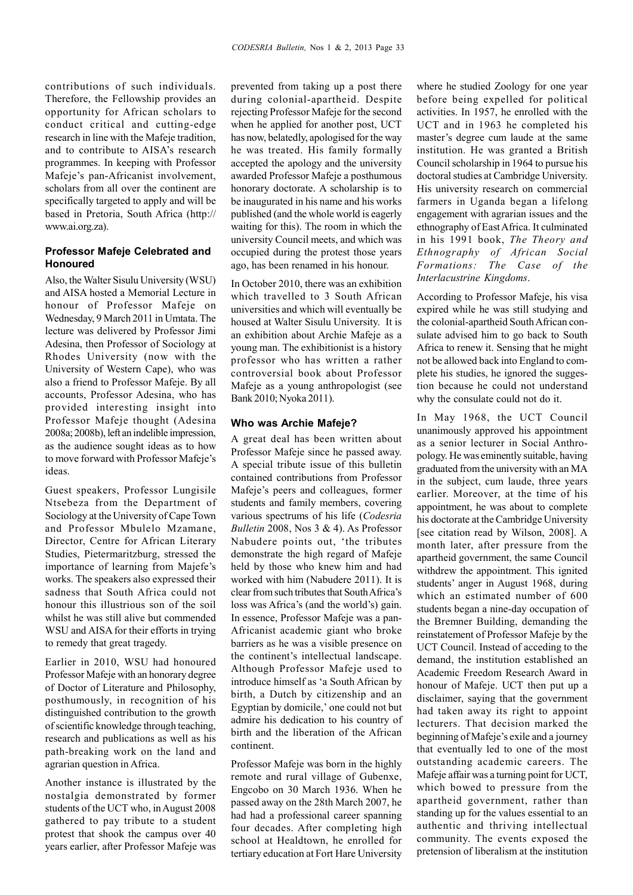contributions of such individuals. Therefore, the Fellowship provides an opportunity for African scholars to conduct critical and cutting-edge research in line with the Mafeje tradition, and to contribute to AISA's research programmes. In keeping with Professor Mafeje's pan-Africanist involvement, scholars from all over the continent are specifically targeted to apply and will be based in Pretoria, South Africa (http://www.ai.org.za).

### Professor Mafeje Celebrated and Honoured

Also, the Walter Sisulu University (WSU) and AISA hosted a Memorial Lecture in honour of Professor Mafeje on Wednesday, 9 March 2011 in Umtata. The lecture was delivered by Professor Jimi Adesina, then Professor of Sociology at Rhodes University (now with the University of Western Cape), who was also a friend to Professor Mafeje. By all accounts, Professor Adesina, who has provided interesting insight into Professor Mafeje thought (Adesina 2008a; 2008b), left an indelible impression, as the audience sought ideas as to how to move forward with Professor Mafeje's ideas.

Guest speakers, Professor Lungisile Ntsebeza from the Department of Sociology at the University of Cape Town and Professor Mbulelo Mzamane, Director, Centre for African Literary Studies, Pietermaritzburg, stressed the importance of learning from Majefe's works. The speakers also expressed their sadness that South Africa could not honour this illustrious son of the soil whilst he was still alive but commended WSU and AISA for their efforts in trying to remedy that great tragedy.

Earlier in 2010, WSU had honoured Professor Mafeje with an honorary degree of Doctor of Literature and Philosophy, posthumously, in recognition of his distinguished contribution to the growth of scientific knowledge through teaching, research and publications as well as his path-breaking work on the land and agrarian question in Africa.

Another instance is illustrated by the nostalgia demonstrated by former students of the UCT who, in August 2008 gathered to pay tribute to a student protest that shook the campus over 40 years earlier, after Professor Mafeje was prevented from taking up a post there during colonial-apartheid. Despite rejecting Professor Mafeje for the second when he applied for another post, UCT has now, belatedly, apologised for the way he was treated. His family formally accepted the apology and the university awarded Professor Mafeje a posthumous honorary doctorate. A scholarship is to be inaugurated in his name and his works published (and the whole world is eagerly waiting for this). The room in which the university Council meets, and which was occupied during the protest those years ago, has been renamed in his honour.

In October 2010, there was an exhibition which travelled to 3 South African universities and which will eventually be housed at Walter Sisulu University. It is an exhibition about Archie Mafeje as a young man. The exhibitionist is a history professor who has written a rather controversial book about Professor Mafeje as a young anthropologist (see Bank 2010; Nyoka 2011).

### Who was Archie Mafeje?

A great deal has been written about Professor Mafeje since he passed away. A special tribute issue of this bulletin contained contributions from Professor Mafeje's peers and colleagues, former students and family members, covering various spectrums of his life (*Codesria Bulletin* 2008, Nos 3 & 4). As Professor Nabudere points out, 'the tributes demonstrate the high regard of Mafeje held by those who knew him and had worked with him (Nabudere 2011). It is clear from such tributes that South Africa's loss was Africa's (and the world's) gain. In essence, Professor Mafeje was a pan-Africanist academic giant who broke barriers as he was a visible presence on the continent's intellectual landscape. Although Professor Mafeje used to introduce himself as 'a South African by birth, a Dutch by citizenship and an Egyptian by domicile,' one could not but admire his dedication to his country of birth and the liberation of the African continent.

Professor Mafeje was born in the highly remote and rural village of Gubenxe, Engcobo on 30 March 1936. When he passed away on the 28th March 2007, he had had a professional career spanning four decades. After completing high school at Healdtown, he enrolled for tertiary education at Fort Hare University where he studied Zoology for one year before being expelled for political activities. In 1957, he enrolled with the UCT and in 1963 he completed his master's degree cum laude at the same institution. He was granted a British Council scholarship in 1964 to pursue his doctoral studies at Cambridge University. His university research on commercial farmers in Uganda began a lifelong engagement with agrarian issues and the ethnography of East Africa. It culminated in his 1991 book, *The Theory and Ethnography of African Social Formations: The Case of the Interlacustrine Kingdoms*.

According to Professor Mafeje, his visa expired while he was still studying and the colonial-apartheid South African consulate advised him to go back to South Africa to renew it. Sensing that he might not be allowed back into England to complete his studies, he ignored the suggestion because he could not understand why the consulate could not do it.

In May 1968, the UCT Council unanimously approved his appointment as a senior lecturer in Social Anthropology. He was eminently suitable, having graduated from the university with an MA in the subject, cum laude, three years earlier. Moreover, at the time of his appointment, he was about to complete his doctorate at the Cambridge University [see citation read by Wilson, 2008]. A month later, after pressure from the apartheid government, the same Council withdrew the appointment. This ignited students' anger in August 1968, during which an estimated number of 600 students began a nine-day occupation of the Bremner Building, demanding the reinstatement of Professor Mafeje by the UCT Council. Instead of acceding to the demand, the institution established an Academic Freedom Research Award in honour of Mafeje. UCT then put up a disclaimer, saying that the government had taken away its right to appoint lecturers. That decision marked the beginning of Mafeje's exile and a journey that eventually led to one of the most outstanding academic careers. The Mafeje affair was a turning point for UCT, which bowed to pressure from the apartheid government, rather than standing up for the values essential to an authentic and thriving intellectual community. The events exposed the pretension of liberalism at the institution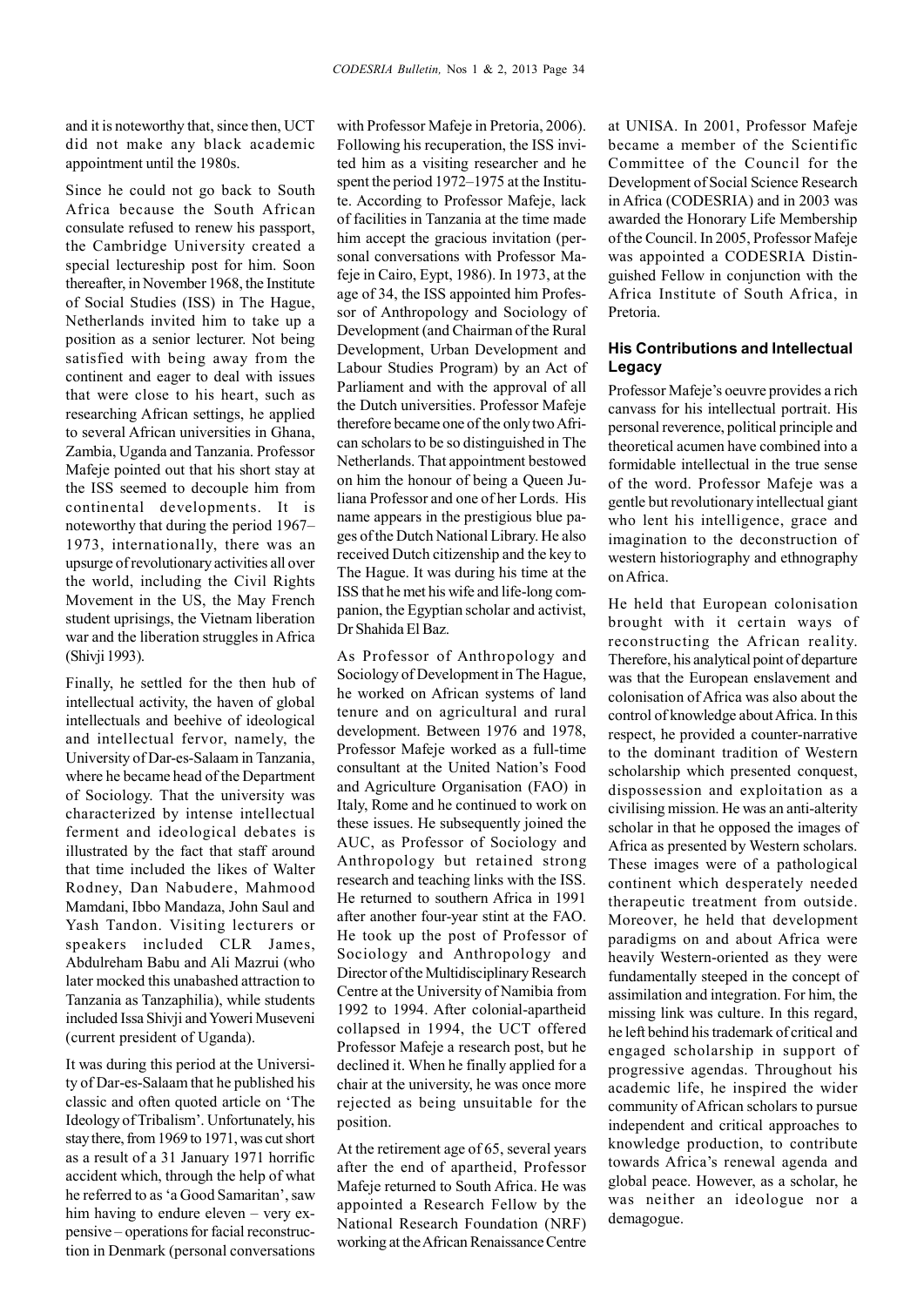and it is noteworthy that, since then, UCT did not make any black academic appointment until the 1980s.

Since he could not go back to South Africa because the South African consulate refused to renew his passport, the Cambridge University created a special lectureship post for him. Soon thereafter, in November 1968, the Institute of Social Studies (ISS) in The Hague, Netherlands invited him to take up a position as a senior lecturer. Not being satisfied with being away from the continent and eager to deal with issues that were close to his heart, such as researching African settings, he applied to several African universities in Ghana, Zambia, Uganda and Tanzania. Professor Mafeje pointed out that his short stay at the ISS seemed to decouple him from continental developments. It is noteworthy that during the period 1967–1973, internationally, there was an upsurge of revolutionary activities all over the world, including the Civil Rights Movement in the US, the May French student uprisings, the Vietnam liberation war and the liberation struggles in Africa (Shivji 1993).

Finally, he settled for the then hub of intellectual activity, the haven of global intellectuals and beehive of ideological and intellectual fervor, namely, the University of Dar-es-Salaam in Tanzania, where he became head of the Department of Sociology. That the university was characterized by intense intellectual ferment and ideological debates is illustrated by the fact that staff around that time included the likes of Walter Rodney, Dan Nabudere, Mahmood Mamdani, Ibbo Mandaza, John Saul and Yash Tandon. Visiting lecturers or speakers included CLR James, Abdulreham Babu and Ali Mazrui (who later mocked this unabashed attraction to Tanzania as Tanzaphilia), while students included Issa Shivji and Yoweri Museveni (current president of Uganda).

It was during this period at the University of Dar-es-Salaam that he published his classic and often quoted article on 'The Ideology of Tribalism'. Unfortunately, his stay there, from 1969 to 1971, was cut short as a result of a 31 January 1971 horrific accident which, through the help of what he referred to as 'a Good Samaritan', saw him having to endure eleven – very expensive – operations for facial reconstruction in Denmark (personal conversations with Professor Mafeje in Pretoria, 2006). Following his recuperation, the ISS invited him as a visiting researcher and he spent the period 1972–1975 at the Institute. According to Professor Mafeje, lack of facilities in Tanzania at the time made him accept the gracious invitation (personal conversations with Professor Mafeje in Cairo, Eypt, 1986). In 1973, at the age of 34, the ISS appointed him Professor of Anthropology and Sociology of Development (and Chairman of the Rural Development, Urban Development and Labour Studies Program) by an Act of Parliament and with the approval of all the Dutch universities. Professor Mafeje therefore became one of the only two African scholars to be so distinguished in The Netherlands. That appointment bestowed on him the honour of being a Queen Juliana Professor and one of her Lords. His name appears in the prestigious blue pages of the Dutch National Library. He also received Dutch citizenship and the key to The Hague. It was during his time at the ISS that he met his wife and life-long companion, the Egyptian scholar and activist, Dr Shahida El Baz.

As Professor of Anthropology and Sociology of Development in The Hague, he worked on African systems of land tenure and on agricultural and rural development. Between 1976 and 1978, Professor Mafeje worked as a full-time consultant at the United Nation's Food and Agriculture Organisation (FAO) in Italy, Rome and he continued to work on these issues. He subsequently joined the AUC, as Professor of Sociology and Anthropology but retained strong research and teaching links with the ISS. He returned to southern Africa in 1991 after another four-year stint at the FAO. He took up the post of Professor of Sociology and Anthropology and Director of the Multidisciplinary Research Centre at the University of Namibia from 1992 to 1994. After colonial-apartheid collapsed in 1994, the UCT offered Professor Mafeje a research post, but he declined it. When he finally applied for a chair at the university, he was once more rejected as being unsuitable for the position.

At the retirement age of 65, several years after the end of apartheid, Professor Mafeje returned to South Africa. He was appointed a Research Fellow by the National Research Foundation (NRF) working at the African Renaissance Centre at UNISA. In 2001, Professor Mafeje became a member of the Scientific Committee of the Council for the Development of Social Science Research in Africa (CODESRIA) and in 2003 was awarded the Honorary Life Membership of the Council. In 2005, Professor Mafeje was appointed a CODESRIA Distinguished Fellow in conjunction with the Africa Institute of South Africa, in Pretoria.

### His Contributions and Intellectual Legacy

Professor Mafeje's oeuvre provides a rich canvass for his intellectual portrait. His personal reverence, political principle and theoretical acumen have combined into a formidable intellectual in the true sense of the word. Professor Mafeje was a gentle but revolutionary intellectual giant who lent his intelligence, grace and imagination to the deconstruction of western historiography and ethnography on Africa.

He held that European colonisation brought with it certain ways of reconstructing the African reality. Therefore, his analytical point of departure was that the European enslavement and colonisation of Africa was also about the control of knowledge about Africa. In this respect, he provided a counter-narrative to the dominant tradition of Western scholarship which presented conquest, dispossession and exploitation as a civilising mission. He was an anti-alterity scholar in that he opposed the images of Africa as presented by Western scholars. These images were of a pathological continent which desperately needed therapeutic treatment from outside. Moreover, he held that development paradigms on and about Africa were heavily Western-oriented as they were fundamentally steeped in the concept of assimilation and integration. For him, the missing link was culture. In this regard, he left behind his trademark of critical and engaged scholarship in support of progressive agendas. Throughout his academic life, he inspired the wider community of African scholars to pursue independent and critical approaches to knowledge production, to contribute towards Africa's renewal agenda and global peace. However, as a scholar, he was neither an ideologue nor a demagogue.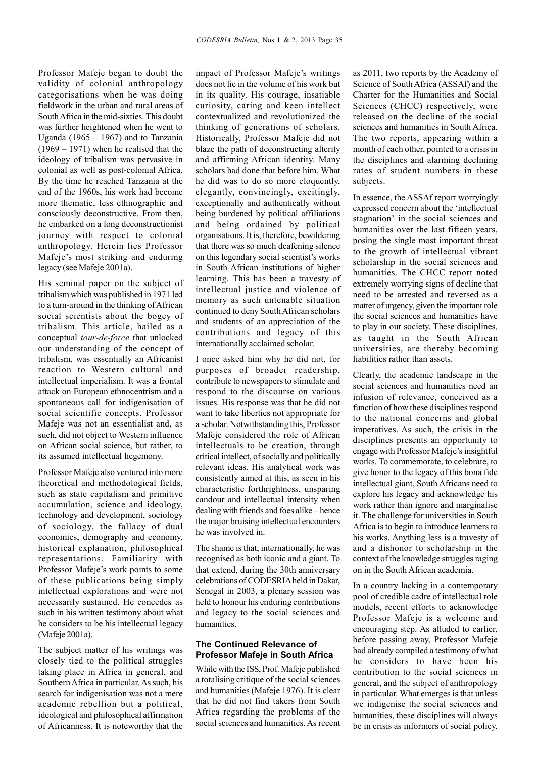Professor Mafeje began to doubt the validity of colonial anthropology categorisations when he was doing fieldwork in the urban and rural areas of South Africa in the mid-sixties. This doubt was further heightened when he went to Uganda (1965 – 1967) and to Tanzania (1969 – 1971) when he realised that the ideology of tribalism was pervasive in colonial as well as post-colonial Africa. By the time he reached Tanzania at the end of the 1960s, his work had become more thematic, less ethnographic and consciously deconstructive. From then, he embarked on a long deconstructionist journey with respect to colonial anthropology. Herein lies Professor Mafeje's most striking and enduring legacy (see Mafeje 2001a).

His seminal paper on the subject of tribalism which was published in 1971 led to a turn-around in the thinking of African social scientists about the bogey of tribalism. This article, hailed as a conceptual *tour-de-force* that unlocked our understanding of the concept of tribalism, was essentially an Africanist reaction to Western cultural and intellectual imperialism. It was a frontal attack on European ethnocentrism and a spontaneous call for indigenisation of social scientific concepts. Professor Mafeje was not an essentialist and, as such, did not object to Western influence on African social science, but rather, to its assumed intellectual hegemony.

Professor Mafeje also ventured into more theoretical and methodological fields, such as state capitalism and primitive accumulation, science and ideology, technology and development, sociology of sociology, the fallacy of dual economies, demography and economy, historical explanation, philosophical representations. Familiarity with Professor Mafeje's work points to some of these publications being simply intellectual explorations and were not necessarily sustained. He concedes as such in his written testimony about what he considers to be his intellectual legacy (Mafeje 2001a).

The subject matter of his writings was closely tied to the political struggles taking place in Africa in general, and Southern Africa in particular. As such, his search for indigenisation was not a mere academic rebellion but a political, ideological and philosophical affirmation of Africanness. It is noteworthy that the impact of Professor Mafeje's writings does not lie in the volume of his work but in its quality. His courage, insatiable curiosity, caring and keen intellect contextualized and revolutionized the thinking of generations of scholars. Historically, Professor Mafeje did not blaze the path of deconstructing alterity and affirming African identity. Many scholars had done that before him. What he did was to do so more eloquently, elegantly, convincingly, excitingly, exceptionally and authentically without being burdened by political affiliations and being ordained by political organisations. It is, therefore, bewildering that there was so much deafening silence on this legendary social scientist's works in South African institutions of higher learning. This has been a travesty of intellectual justice and violence of memory as such untenable situation continued to deny South African scholars and students of an appreciation of the contributions and legacy of this internationally acclaimed scholar.

I once asked him why he did not, for purposes of broader readership, contribute to newspapers to stimulate and respond to the discourse on various issues. His response was that he did not want to take liberties not appropriate for a scholar. Notwithstanding this, Professor Mafeje considered the role of African intellectuals to be creation, through critical intellect, of socially and politically relevant ideas. His analytical work was consistently aimed at this, as seen in his characteristic forthrightness, unsparing candour and intellectual intensity when dealing with friends and foes alike – hence the major bruising intellectual encounters he was involved in.

The shame is that, internationally, he was recognised as both iconic and a giant. To that extend, during the 30th anniversary celebrations of CODESRIA held in Dakar, Senegal in 2003, a plenary session was held to honour his enduring contributions and legacy to the social sciences and humanities.

### The Continued Relevance of Professor Mafeje in South Africa

While with the ISS, Prof. Mafeje published a totalising critique of the social sciences and humanities (Mafeje 1976). It is clear that he did not find takers from South Africa regarding the problems of the social sciences and humanities. As recent as 2011, two reports by the Academy of Science of South Africa (ASSAf) and the Charter for the Humanities and Social Sciences (CHCC) respectively, were released on the decline of the social sciences and humanities in South Africa. The two reports, appearing within a month of each other, pointed to a crisis in the disciplines and alarming declining rates of student numbers in these subjects.

In essence, the ASSAf report worryingly expressed concern about the 'intellectual stagnation' in the social sciences and humanities over the last fifteen years, posing the single most important threat to the growth of intellectual vibrant scholarship in the social sciences and humanities. The CHCC report noted extremely worrying signs of decline that need to be arrested and reversed as a matter of urgency, given the important role the social sciences and humanities have to play in our society. These disciplines, as taught in the South African universities, are thereby becoming liabilities rather than assets.

Clearly, the academic landscape in the social sciences and humanities need an infusion of relevance, conceived as a function of how these disciplines respond to the national concerns and global imperatives. As such, the crisis in the disciplines presents an opportunity to engage with Professor Mafeje's insightful works. To commemorate, to celebrate, to give honor to the legacy of this bona fide intellectual giant, South Africans need to explore his legacy and acknowledge his work rather than ignore and marginalise it. The challenge for universities in South Africa is to begin to introduce learners to his works. Anything less is a travesty of and a dishonor to scholarship in the context of the knowledge struggles raging on in the South African academia.

In a country lacking in a contemporary pool of credible cadre of intellectual role models, recent efforts to acknowledge Professor Mafeje is a welcome and encouraging step. As alluded to earlier, before passing away, Professor Mafeje had already compiled a testimony of what he considers to have been his contribution to the social sciences in general, and the subject of anthropology in particular. What emerges is that unless we indigenise the social sciences and humanities, these disciplines will always be in crisis as informers of social policy.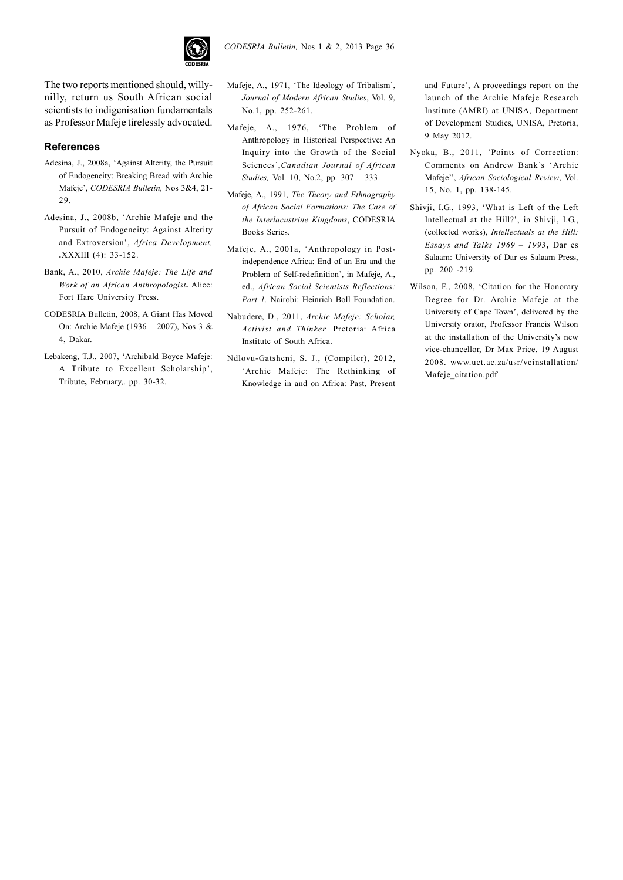The two reports mentioned should, willy-nilly, return us South African social scientists to indigenisation fundamentals as Professor Mafeje tirelessly advocated.

## References

Adesina, J., 2008a, 'Against Alterity, the Pursuit of Endogeneity: Breaking Bread with Archie Mafeje', *CODESRIA Bulletin,* Nos 3&4, 21-29.

Adesina, J., 2008b, 'Archie Mafeje and the Pursuit of Endogeneity: Against Alterity and Extroversion', *Africa Development,* **.**XXXIII (4): 33-152.

Bank, A., 2010, *Archie Mafeje: The Life and Work of an African Anthropologist***.** Alice: Fort Hare University Press.

CODESRIA Bulletin, 2008, A Giant Has Moved On: Archie Mafeje (1936 – 2007), Nos 3 & 4, Dakar.

Lebakeng, T.J., 2007, 'Archibald Boyce Mafeje: A Tribute to Excellent Scholarship', Tribute**,** February,. pp. 30-32.

Mafeje, A., 1971, 'The Ideology of Tribalism', *Journal of Modern African Studies*, Vol. 9, No.1, pp. 252-261.

Mafeje, A., 1976, 'The Problem of Anthropology in Historical Perspective: An Inquiry into the Growth of the Social Sciences',*Canadian Journal of African Studies,* Vol. 10, No.2, pp. 307 – 333.

Mafeje, A., 1991, *The Theory and Ethnography of African Social Formations: The Case of the Interlacustrine Kingdoms*, CODESRIA Books Series.

Mafeje, A., 2001a, 'Anthropology in Post-independence Africa: End of an Era and the Problem of Self-redefinition', in Mafeje, A., ed., *African Social Scientists Reflections: Part 1.* Nairobi: Heinrich Boll Foundation.

Nabudere, D., 2011, *Archie Mafeje: Scholar, Activist and Thinker.* Pretoria: Africa Institute of South Africa.

Ndlovu-Gatsheni, S. J., (Compiler), 2012, 'Archie Mafeje: The Rethinking of Knowledge in and on Africa: Past, Present and Future', A proceedings report on the launch of the Archie Mafeje Research Institute (AMRI) at UNISA, Department of Development Studies, UNISA, Pretoria, 9 May 2012.

Nyoka, B., 2011, 'Points of Correction: Comments on Andrew Bank's 'Archie Mafeje'', *African Sociological Review*, Vol. 15, No. 1, pp. 138-145.

Shivji, I.G., 1993, 'What is Left of the Left Intellectual at the Hill?', in Shivji, I.G., (collected works), *Intellectuals at the Hill: Essays and Talks 1969 – 1993***,** Dar es Salaam: University of Dar es Salaam Press, pp. 200 -219.

Wilson, F., 2008, 'Citation for the Honorary Degree for Dr. Archie Mafeje at the University of Cape Town', delivered by the University orator, Professor Francis Wilson at the installation of the University's new vice-chancellor, Dr Max Price, 19 August 2008. www.uct.ac.za/usr/vcinstallation/Mafeje_citation.pdf